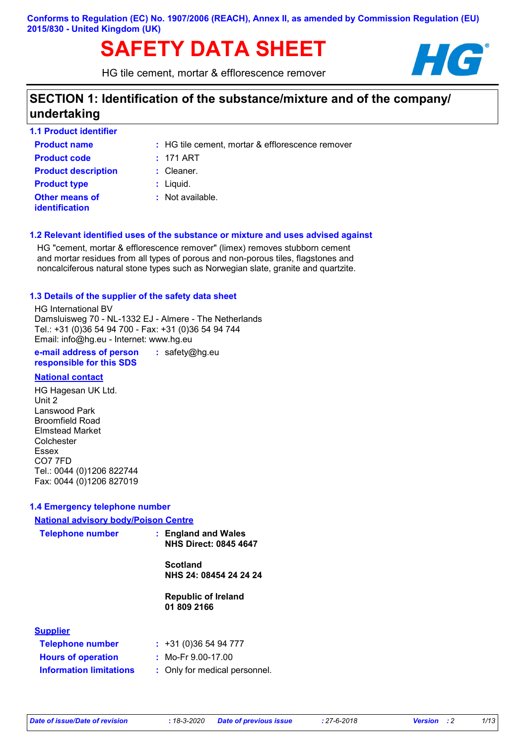Conforms to Regulation (EC) No. 1907/2006 (REACH), Annex II, as amended by Commission Regulation (EU) 2015/830 - United Kingdom (UK)

# SAFETY DATA SHEET

HG tile cement, mortar & efflorescence remover

## SECTION 1: Identification of the substance/mixture and of the company/ undertaking

### 1.1 Product identifier

| | | |
|---|---|---|
| **Product name** | : | HG tile cement, mortar & efflorescence remover |
| **Product code** | : | 171 ART |
| **Product description** | : | Cleaner. |
| **Product type** | : | Liquid. |
| **Other means of identification** | : | Not available. |

### 1.2 Relevant identified uses of the substance or mixture and uses advised against

HG "cement, mortar & efflorescence remover" (limex) removes stubborn cement and mortar residues from all types of porous and non-porous tiles, flagstones and noncalciferous natural stone types such as Norwegian slate, granite and quartzite.

### 1.3 Details of the supplier of the safety data sheet

HG International BV
Damsluisweg 70 - NL-1332 EJ - Almere - The Netherlands
Tel.: +31 (0)36 54 94 700 - Fax: +31 (0)36 54 94 744
Email: info@hg.eu - Internet: www.hg.eu

**e-mail address of person responsible for this SDS** : safety@hg.eu

**National contact**

HG Hagesan UK Ltd.
Unit 2
Lanswood Park
Broomfield Road
Elmstead Market
Colchester
Essex
CO7 7FD
Tel.: 0044 (0)1206 822744
Fax: 0044 (0)1206 827019

### 1.4 Emergency telephone number

**National advisory body/Poison Centre**

**Telephone number** : **England and Wales**
**NHS Direct: 0845 4647**

**Scotland**
**NHS 24: 08454 24 24 24**

**Republic of Ireland**
**01 809 2166**

**Supplier**

| | | |
|---|---|---|
| **Telephone number** | : | +31 (0)36 54 94 777 |
| **Hours of operation** | : | Mo-Fr 9.00-17.00 |
| **Information limitations** | : | Only for medical personnel. |

*Date of issue/Date of revision* : 18-3-2020 *Date of previous issue* : 27-6-2018 *Version* : 2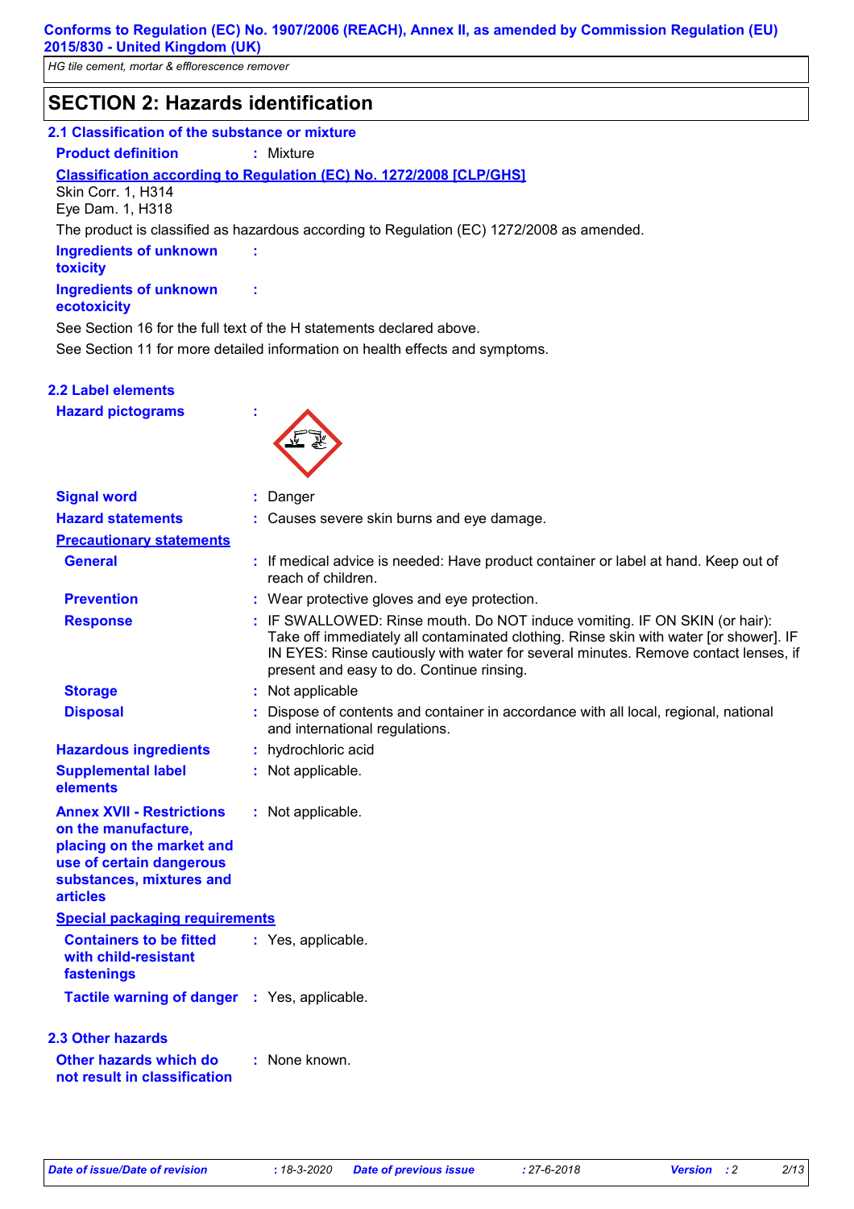## SECTION 2: Hazards identification

### 2.1 Classification of the substance or mixture

**Product definition** : Mixture

**Classification according to Regulation (EC) No. 1272/2008 [CLP/GHS]**

Skin Corr. 1, H314
Eye Dam. 1, H318

The product is classified as hazardous according to Regulation (EC) 1272/2008 as amended.

**Ingredients of unknown toxicity** :

**Ingredients of unknown ecotoxicity** :

See Section 16 for the full text of the H statements declared above.

See Section 11 for more detailed information on health effects and symptoms.

### 2.2 Label elements

**Hazard pictograms** :

**Signal word** : Danger

**Hazard statements** : Causes severe skin burns and eye damage.

**Precautionary statements**

**General** : If medical advice is needed: Have product container or label at hand. Keep out of reach of children.

**Prevention** : Wear protective gloves and eye protection.

**Response** : IF SWALLOWED: Rinse mouth. Do NOT induce vomiting. IF ON SKIN (or hair): Take off immediately all contaminated clothing. Rinse skin with water [or shower]. IF IN EYES: Rinse cautiously with water for several minutes. Remove contact lenses, if present and easy to do. Continue rinsing.

**Storage** : Not applicable

**Disposal** : Dispose of contents and container in accordance with all local, regional, national and international regulations.

**Hazardous ingredients** : hydrochloric acid

**Supplemental label elements** : Not applicable.

**Annex XVII - Restrictions on the manufacture, placing on the market and use of certain dangerous substances, mixtures and articles** : Not applicable.

**Special packaging requirements**

**Containers to be fitted with child-resistant fastenings** : Yes, applicable.

**Tactile warning of danger** : Yes, applicable.

### 2.3 Other hazards

**Other hazards which do not result in classification** : None known.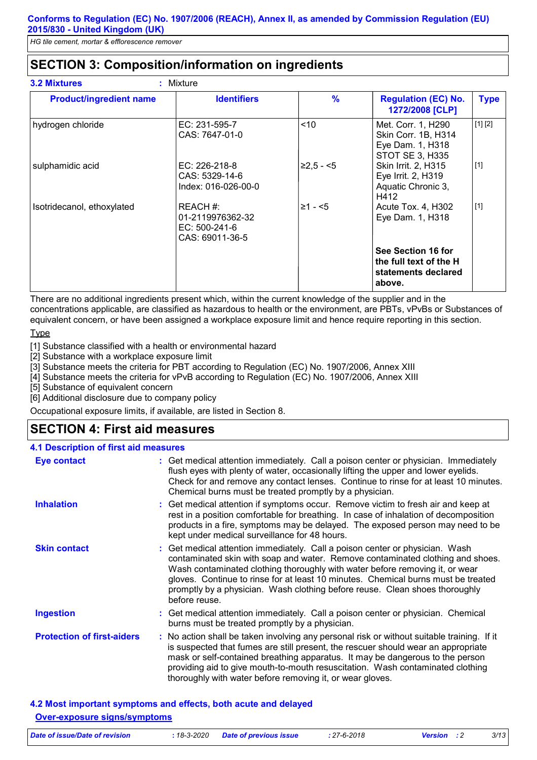## SECTION 3: Composition/information on ingredients

**3.2 Mixtures** : Mixture

| Product/ingredient name | Identifiers | % | Regulation (EC) No. 1272/2008 [CLP] | Type |
|---|---|---|---|---|
| hydrogen chloride | EC: 231-595-7<br>CAS: 7647-01-0 | <10 | Met. Corr. 1, H290<br>Skin Corr. 1B, H314<br>Eye Dam. 1, H318<br>STOT SE 3, H335 | [1] [2] |
| sulphamidic acid | EC: 226-218-8<br>CAS: 5329-14-6<br>Index: 016-026-00-0 | ≥2,5 - <5 | Skin Irrit. 2, H315<br>Eye Irrit. 2, H319<br>Aquatic Chronic 3, H412 | [1] |
| Isotridecanol, ethoxylated | REACH #: 01-2119976362-32<br>EC: 500-241-6<br>CAS: 69011-36-5 | ≥1 - <5 | Acute Tox. 4, H302<br>Eye Dam. 1, H318 | [1] |
| | | | **See Section 16 for the full text of the H statements declared above.** | |

There are no additional ingredients present which, within the current knowledge of the supplier and in the concentrations applicable, are classified as hazardous to health or the environment, are PBTs, vPvBs or Substances of equivalent concern, or have been assigned a workplace exposure limit and hence require reporting in this section.

Type

[1] Substance classified with a health or environmental hazard
[2] Substance with a workplace exposure limit
[3] Substance meets the criteria for PBT according to Regulation (EC) No. 1907/2006, Annex XIII
[4] Substance meets the criteria for vPvB according to Regulation (EC) No. 1907/2006, Annex XIII
[5] Substance of equivalent concern
[6] Additional disclosure due to company policy

Occupational exposure limits, if available, are listed in Section 8.

## SECTION 4: First aid measures

### 4.1 Description of first aid measures

**Eye contact** : Get medical attention immediately. Call a poison center or physician. Immediately flush eyes with plenty of water, occasionally lifting the upper and lower eyelids. Check for and remove any contact lenses. Continue to rinse for at least 10 minutes. Chemical burns must be treated promptly by a physician.

**Inhalation** : Get medical attention if symptoms occur. Remove victim to fresh air and keep at rest in a position comfortable for breathing. In case of inhalation of decomposition products in a fire, symptoms may be delayed. The exposed person may need to be kept under medical surveillance for 48 hours.

**Skin contact** : Get medical attention immediately. Call a poison center or physician. Wash contaminated skin with soap and water. Remove contaminated clothing and shoes. Wash contaminated clothing thoroughly with water before removing it, or wear gloves. Continue to rinse for at least 10 minutes. Chemical burns must be treated promptly by a physician. Wash clothing before reuse. Clean shoes thoroughly before reuse.

**Ingestion** : Get medical attention immediately. Call a poison center or physician. Chemical burns must be treated promptly by a physician.

**Protection of first-aiders** : No action shall be taken involving any personal risk or without suitable training. If it is suspected that fumes are still present, the rescuer should wear an appropriate mask or self-contained breathing apparatus. It may be dangerous to the person providing aid to give mouth-to-mouth resuscitation. Wash contaminated clothing thoroughly with water before removing it, or wear gloves.

### 4.2 Most important symptoms and effects, both acute and delayed

**Over-exposure signs/symptoms**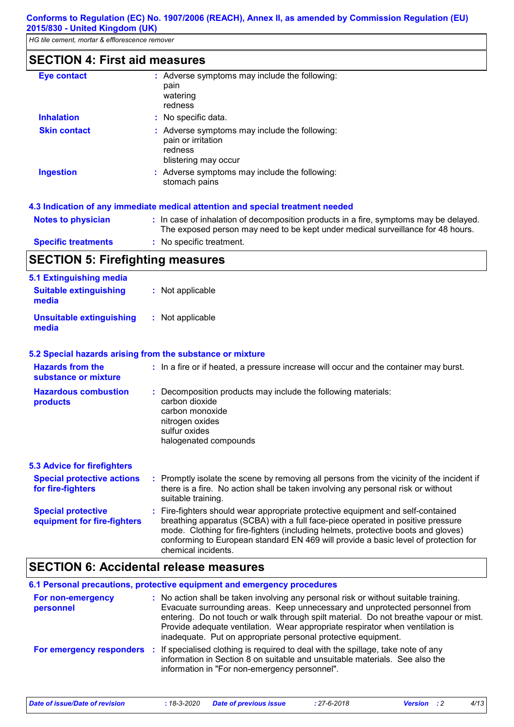## SECTION 4: First aid measures

| | |
|---|---|
| **Eye contact** | : Adverse symptoms may include the following: pain watering redness |
| **Inhalation** | : No specific data. |
| **Skin contact** | : Adverse symptoms may include the following: pain or irritation redness blistering may occur |
| **Ingestion** | : Adverse symptoms may include the following: stomach pains |

### 4.3 Indication of any immediate medical attention and special treatment needed

| | |
|---|---|
| **Notes to physician** | : In case of inhalation of decomposition products in a fire, symptoms may be delayed. The exposed person may need to be kept under medical surveillance for 48 hours. |
| **Specific treatments** | : No specific treatment. |

## SECTION 5: Firefighting measures

### 5.1 Extinguishing media

| | |
|---|---|
| **Suitable extinguishing media** | : Not applicable |
| **Unsuitable extinguishing media** | : Not applicable |

### 5.2 Special hazards arising from the substance or mixture

| | |
|---|---|
| **Hazards from the substance or mixture** | : In a fire or if heated, a pressure increase will occur and the container may burst. |
| **Hazardous combustion products** | : Decomposition products may include the following materials: carbon dioxide carbon monoxide nitrogen oxides sulfur oxides halogenated compounds |

### 5.3 Advice for firefighters

| | |
|---|---|
| **Special protective actions for fire-fighters** | : Promptly isolate the scene by removing all persons from the vicinity of the incident if there is a fire. No action shall be taken involving any personal risk or without suitable training. |
| **Special protective equipment for fire-fighters** | : Fire-fighters should wear appropriate protective equipment and self-contained breathing apparatus (SCBA) with a full face-piece operated in positive pressure mode. Clothing for fire-fighters (including helmets, protective boots and gloves) conforming to European standard EN 469 will provide a basic level of protection for chemical incidents. |

## SECTION 6: Accidental release measures

### 6.1 Personal precautions, protective equipment and emergency procedures

| | |
|---|---|
| **For non-emergency personnel** | : No action shall be taken involving any personal risk or without suitable training. Evacuate surrounding areas. Keep unnecessary and unprotected personnel from entering. Do not touch or walk through spilt material. Do not breathe vapour or mist. Provide adequate ventilation. Wear appropriate respirator when ventilation is inadequate. Put on appropriate personal protective equipment. |
| **For emergency responders** | : If specialised clothing is required to deal with the spillage, take note of any information in Section 8 on suitable and unsuitable materials. See also the information in "For non-emergency personnel". |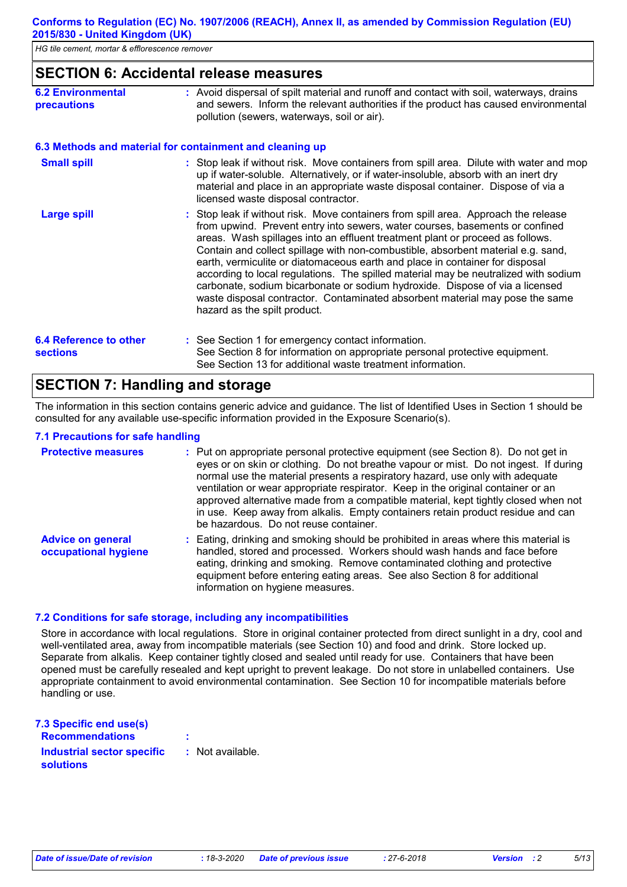## SECTION 6: Accidental release measures

**6.2 Environmental precautions** : Avoid dispersal of spilt material and runoff and contact with soil, waterways, drains and sewers. Inform the relevant authorities if the product has caused environmental pollution (sewers, waterways, soil or air).

### 6.3 Methods and material for containment and cleaning up

**Small spill** : Stop leak if without risk. Move containers from spill area. Dilute with water and mop up if water-soluble. Alternatively, or if water-insoluble, absorb with an inert dry material and place in an appropriate waste disposal container. Dispose of via a licensed waste disposal contractor.

**Large spill** : Stop leak if without risk. Move containers from spill area. Approach the release from upwind. Prevent entry into sewers, water courses, basements or confined areas. Wash spillages into an effluent treatment plant or proceed as follows. Contain and collect spillage with non-combustible, absorbent material e.g. sand, earth, vermiculite or diatomaceous earth and place in container for disposal according to local regulations. The spilled material may be neutralized with sodium carbonate, sodium bicarbonate or sodium hydroxide. Dispose of via a licensed waste disposal contractor. Contaminated absorbent material may pose the same hazard as the spilt product.

**6.4 Reference to other sections** : See Section 1 for emergency contact information.
See Section 8 for information on appropriate personal protective equipment.
See Section 13 for additional waste treatment information.

## SECTION 7: Handling and storage

The information in this section contains generic advice and guidance. The list of Identified Uses in Section 1 should be consulted for any available use-specific information provided in the Exposure Scenario(s).

### 7.1 Precautions for safe handling

**Protective measures** : Put on appropriate personal protective equipment (see Section 8). Do not get in eyes or on skin or clothing. Do not breathe vapour or mist. Do not ingest. If during normal use the material presents a respiratory hazard, use only with adequate ventilation or wear appropriate respirator. Keep in the original container or an approved alternative made from a compatible material, kept tightly closed when not in use. Keep away from alkalis. Empty containers retain product residue and can be hazardous. Do not reuse container.

**Advice on general occupational hygiene** : Eating, drinking and smoking should be prohibited in areas where this material is handled, stored and processed. Workers should wash hands and face before eating, drinking and smoking. Remove contaminated clothing and protective equipment before entering eating areas. See also Section 8 for additional information on hygiene measures.

### 7.2 Conditions for safe storage, including any incompatibilities

Store in accordance with local regulations. Store in original container protected from direct sunlight in a dry, cool and well-ventilated area, away from incompatible materials (see Section 10) and food and drink. Store locked up. Separate from alkalis. Keep container tightly closed and sealed until ready for use. Containers that have been opened must be carefully resealed and kept upright to prevent leakage. Do not store in unlabelled containers. Use appropriate containment to avoid environmental contamination. See Section 10 for incompatible materials before handling or use.

### 7.3 Specific end use(s)

**Recommendations** :

**Industrial sector specific solutions** : Not available.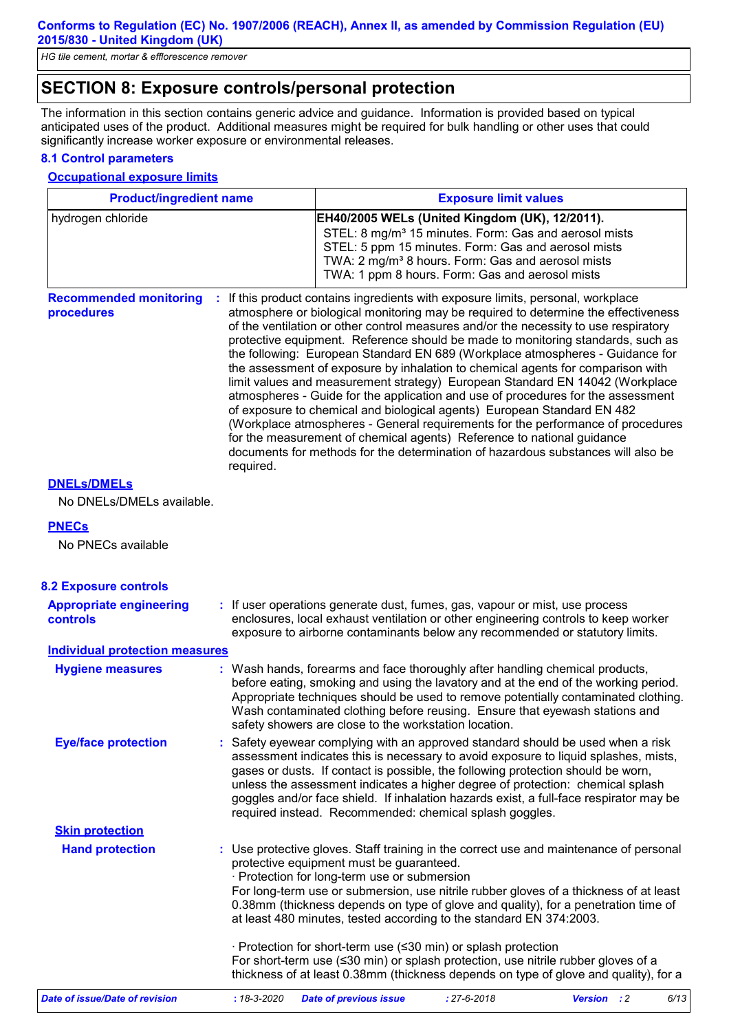## SECTION 8: Exposure controls/personal protection

The information in this section contains generic advice and guidance. Information is provided based on typical anticipated uses of the product. Additional measures might be required for bulk handling or other uses that could significantly increase worker exposure or environmental releases.

### 8.1 Control parameters

**Occupational exposure limits**

| Product/ingredient name | Exposure limit values |
|---|---|
| hydrogen chloride | **EH40/2005 WELs (United Kingdom (UK), 12/2011).**<br>STEL: 8 mg/m³ 15 minutes. Form: Gas and aerosol mists<br>STEL: 5 ppm 15 minutes. Form: Gas and aerosol mists<br>TWA: 2 mg/m³ 8 hours. Form: Gas and aerosol mists<br>TWA: 1 ppm 8 hours. Form: Gas and aerosol mists |

**Recommended monitoring procedures** : If this product contains ingredients with exposure limits, personal, workplace atmosphere or biological monitoring may be required to determine the effectiveness of the ventilation or other control measures and/or the necessity to use respiratory protective equipment. Reference should be made to monitoring standards, such as the following: European Standard EN 689 (Workplace atmospheres - Guidance for the assessment of exposure by inhalation to chemical agents for comparison with limit values and measurement strategy) European Standard EN 14042 (Workplace atmospheres - Guide for the application and use of procedures for the assessment of exposure to chemical and biological agents) European Standard EN 482 (Workplace atmospheres - General requirements for the performance of procedures for the measurement of chemical agents) Reference to national guidance documents for methods for the determination of hazardous substances will also be required.

**DNELs/DMELs**

No DNELs/DMELs available.

**PNECs**

No PNECs available

### 8.2 Exposure controls

**Appropriate engineering controls** : If user operations generate dust, fumes, gas, vapour or mist, use process enclosures, local exhaust ventilation or other engineering controls to keep worker exposure to airborne contaminants below any recommended or statutory limits.

**Individual protection measures**

**Hygiene measures** : Wash hands, forearms and face thoroughly after handling chemical products, before eating, smoking and using the lavatory and at the end of the working period. Appropriate techniques should be used to remove potentially contaminated clothing. Wash contaminated clothing before reusing. Ensure that eyewash stations and safety showers are close to the workstation location.

**Eye/face protection** : Safety eyewear complying with an approved standard should be used when a risk assessment indicates this is necessary to avoid exposure to liquid splashes, mists, gases or dusts. If contact is possible, the following protection should be worn, unless the assessment indicates a higher degree of protection: chemical splash goggles and/or face shield. If inhalation hazards exist, a full-face respirator may be required instead. Recommended: chemical splash goggles.

**Skin protection**

**Hand protection** : Use protective gloves. Staff training in the correct use and maintenance of personal protective equipment must be guaranteed.

· Protection for long-term use or submersion

For long-term use or submersion, use nitrile rubber gloves of a thickness of at least 0.38mm (thickness depends on type of glove and quality), for a penetration time of at least 480 minutes, tested according to the standard EN 374:2003.

· Protection for short-term use (≤30 min) or splash protection

For short-term use (≤30 min) or splash protection, use nitrile rubber gloves of a thickness of at least 0.38mm (thickness depends on type of glove and quality), for a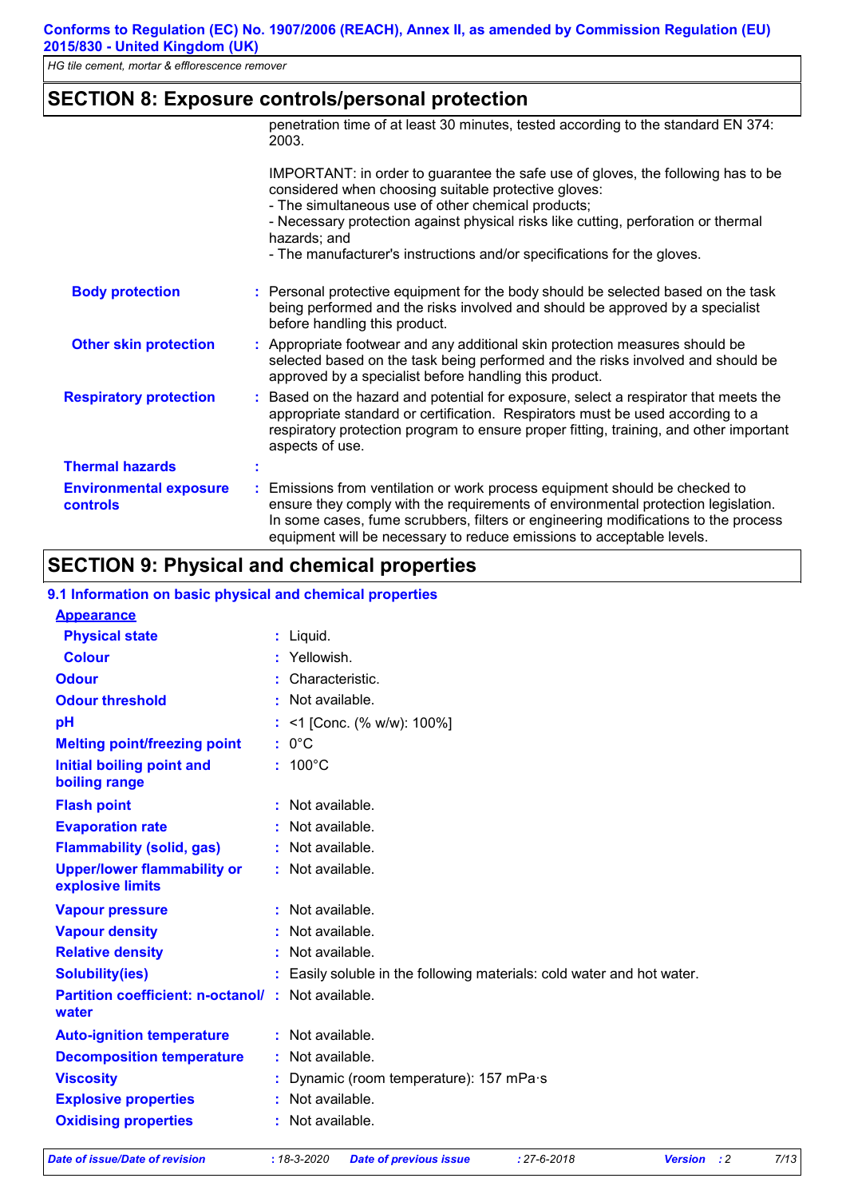## SECTION 8: Exposure controls/personal protection

penetration time of at least 30 minutes, tested according to the standard EN 374: 2003.

IMPORTANT: in order to guarantee the safe use of gloves, the following has to be considered when choosing suitable protective gloves:
- The simultaneous use of other chemical products;
- Necessary protection against physical risks like cutting, perforation or thermal hazards; and
- The manufacturer's instructions and/or specifications for the gloves.

**Body protection** : Personal protective equipment for the body should be selected based on the task being performed and the risks involved and should be approved by a specialist before handling this product.

**Other skin protection** : Appropriate footwear and any additional skin protection measures should be selected based on the task being performed and the risks involved and should be approved by a specialist before handling this product.

**Respiratory protection** : Based on the hazard and potential for exposure, select a respirator that meets the appropriate standard or certification. Respirators must be used according to a respiratory protection program to ensure proper fitting, training, and other important aspects of use.

**Thermal hazards** :

**Environmental exposure controls** : Emissions from ventilation or work process equipment should be checked to ensure they comply with the requirements of environmental protection legislation. In some cases, fume scrubbers, filters or engineering modifications to the process equipment will be necessary to reduce emissions to acceptable levels.

## SECTION 9: Physical and chemical properties

### 9.1 Information on basic physical and chemical properties

**Appearance**

| Property | Value |
|---|---|
| **Physical state** | Liquid. |
| **Colour** | Yellowish. |
| **Odour** | Characteristic. |
| **Odour threshold** | Not available. |
| **pH** | <1 [Conc. (% w/w): 100%] |
| **Melting point/freezing point** | 0°C |
| **Initial boiling point and boiling range** | 100°C |
| **Flash point** | Not available. |
| **Evaporation rate** | Not available. |
| **Flammability (solid, gas)** | Not available. |
| **Upper/lower flammability or explosive limits** | Not available. |
| **Vapour pressure** | Not available. |
| **Vapour density** | Not available. |
| **Relative density** | Not available. |
| **Solubility(ies)** | Easily soluble in the following materials: cold water and hot water. |
| **Partition coefficient: n-octanol/ water** | Not available. |
| **Auto-ignition temperature** | Not available. |
| **Decomposition temperature** | Not available. |
| **Viscosity** | Dynamic (room temperature): 157 mPa·s |
| **Explosive properties** | Not available. |
| **Oxidising properties** | Not available. |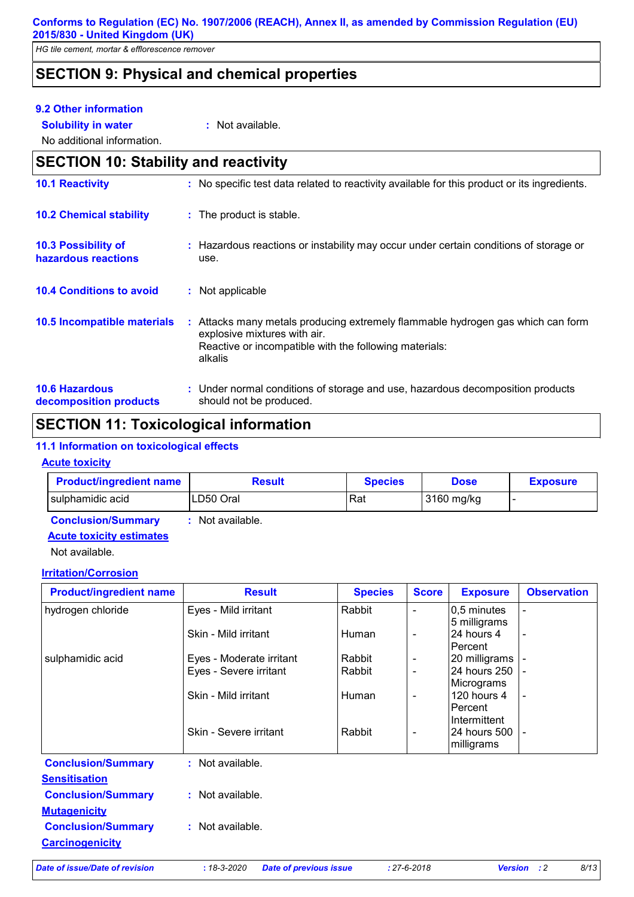## SECTION 9: Physical and chemical properties

### 9.2 Other information

**Solubility in water** : Not available.

No additional information.

## SECTION 10: Stability and reactivity

**10.1 Reactivity** : No specific test data related to reactivity available for this product or its ingredients.

**10.2 Chemical stability** : The product is stable.

**10.3 Possibility of hazardous reactions** : Hazardous reactions or instability may occur under certain conditions of storage or use.

**10.4 Conditions to avoid** : Not applicable

**10.5 Incompatible materials** : Attacks many metals producing extremely flammable hydrogen gas which can form explosive mixtures with air.
Reactive or incompatible with the following materials:
alkalis

**10.6 Hazardous decomposition products** : Under normal conditions of storage and use, hazardous decomposition products should not be produced.

## SECTION 11: Toxicological information

### 11.1 Information on toxicological effects

**Acute toxicity**

| Product/ingredient name | Result | Species | Dose | Exposure |
|---|---|---|---|---|
| sulphamidic acid | LD50 Oral | Rat | 3160 mg/kg | - |

**Conclusion/Summary** : Not available.

**Acute toxicity estimates**

Not available.

**Irritation/Corrosion**

| Product/ingredient name | Result | Species | Score | Exposure | Observation |
|---|---|---|---|---|---|
| hydrogen chloride | Eyes - Mild irritant | Rabbit | - | 0,5 minutes 5 milligrams | - |
| | Skin - Mild irritant | Human | - | 24 hours 4 Percent | - |
| sulphamidic acid | Eyes - Moderate irritant | Rabbit | - | 20 milligrams | - |
| | Eyes - Severe irritant | Rabbit | - | 24 hours 250 Micrograms | - |
| | Skin - Mild irritant | Human | - | 120 hours 4 Percent Intermittent | - |
| | Skin - Severe irritant | Rabbit | - | 24 hours 500 milligrams | - |

**Conclusion/Summary** : Not available.

**Sensitisation**

**Conclusion/Summary** : Not available.

**Mutagenicity**

**Conclusion/Summary** : Not available.

**Carcinogenicity**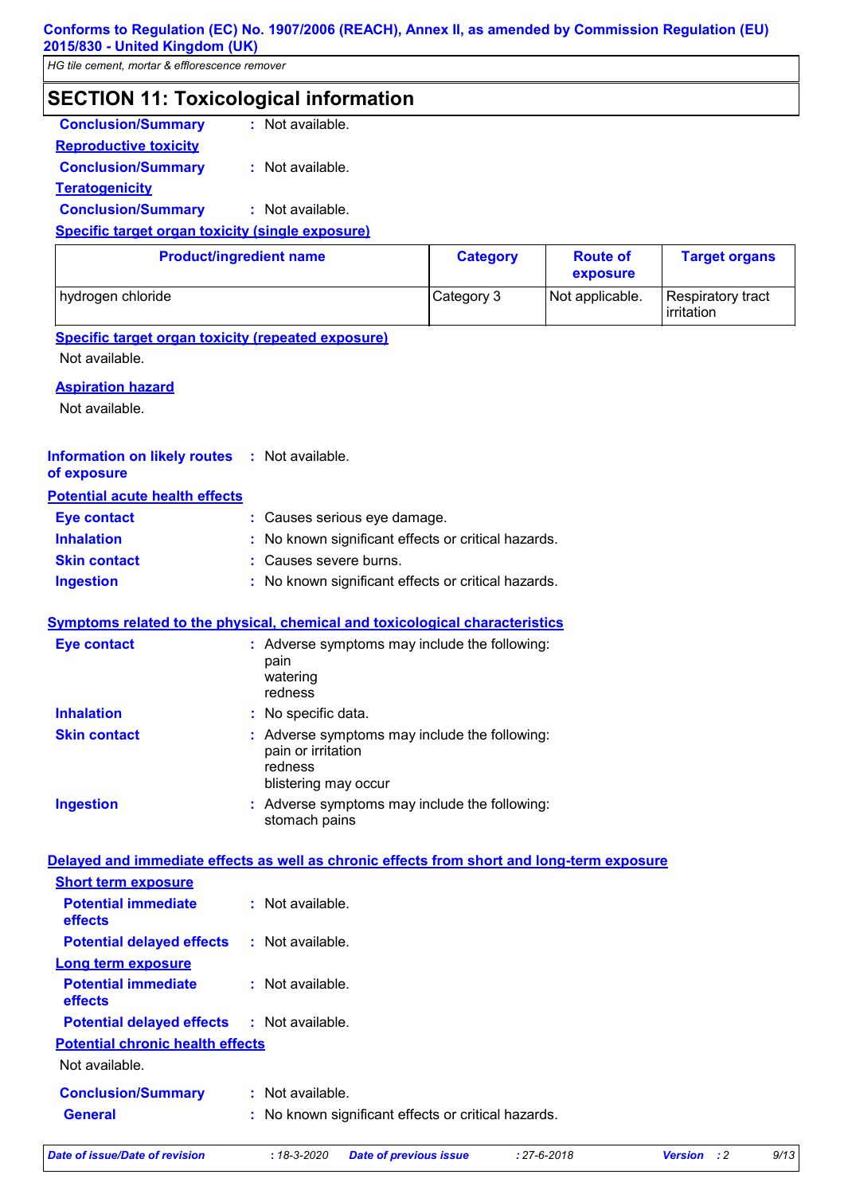## SECTION 11: Toxicological information

**Conclusion/Summary** : Not available.

**Reproductive toxicity**

**Conclusion/Summary** : Not available.

**Teratogenicity**

**Conclusion/Summary** : Not available.

**Specific target organ toxicity (single exposure)**

| Product/ingredient name | Category | Route of exposure | Target organs |
|---|---|---|---|
| hydrogen chloride | Category 3 | Not applicable. | Respiratory tract irritation |

**Specific target organ toxicity (repeated exposure)**

Not available.

**Aspiration hazard**

Not available.

**Information on likely routes of exposure** : Not available.

**Potential acute health effects**

**Eye contact** : Causes serious eye damage.

**Inhalation** : No known significant effects or critical hazards.

**Skin contact** : Causes severe burns.

**Ingestion** : No known significant effects or critical hazards.

**Symptoms related to the physical, chemical and toxicological characteristics**

**Eye contact** : Adverse symptoms may include the following:
pain
watering
redness

**Inhalation** : No specific data.

**Skin contact** : Adverse symptoms may include the following:
pain or irritation
redness
blistering may occur

**Ingestion** : Adverse symptoms may include the following:
stomach pains

**Delayed and immediate effects as well as chronic effects from short and long-term exposure**

**Short term exposure**

**Potential immediate effects** : Not available.

**Potential delayed effects** : Not available.

**Long term exposure**

**Potential immediate effects** : Not available.

**Potential delayed effects** : Not available.

**Potential chronic health effects**

Not available.

**Conclusion/Summary** : Not available.

**General** : No known significant effects or critical hazards.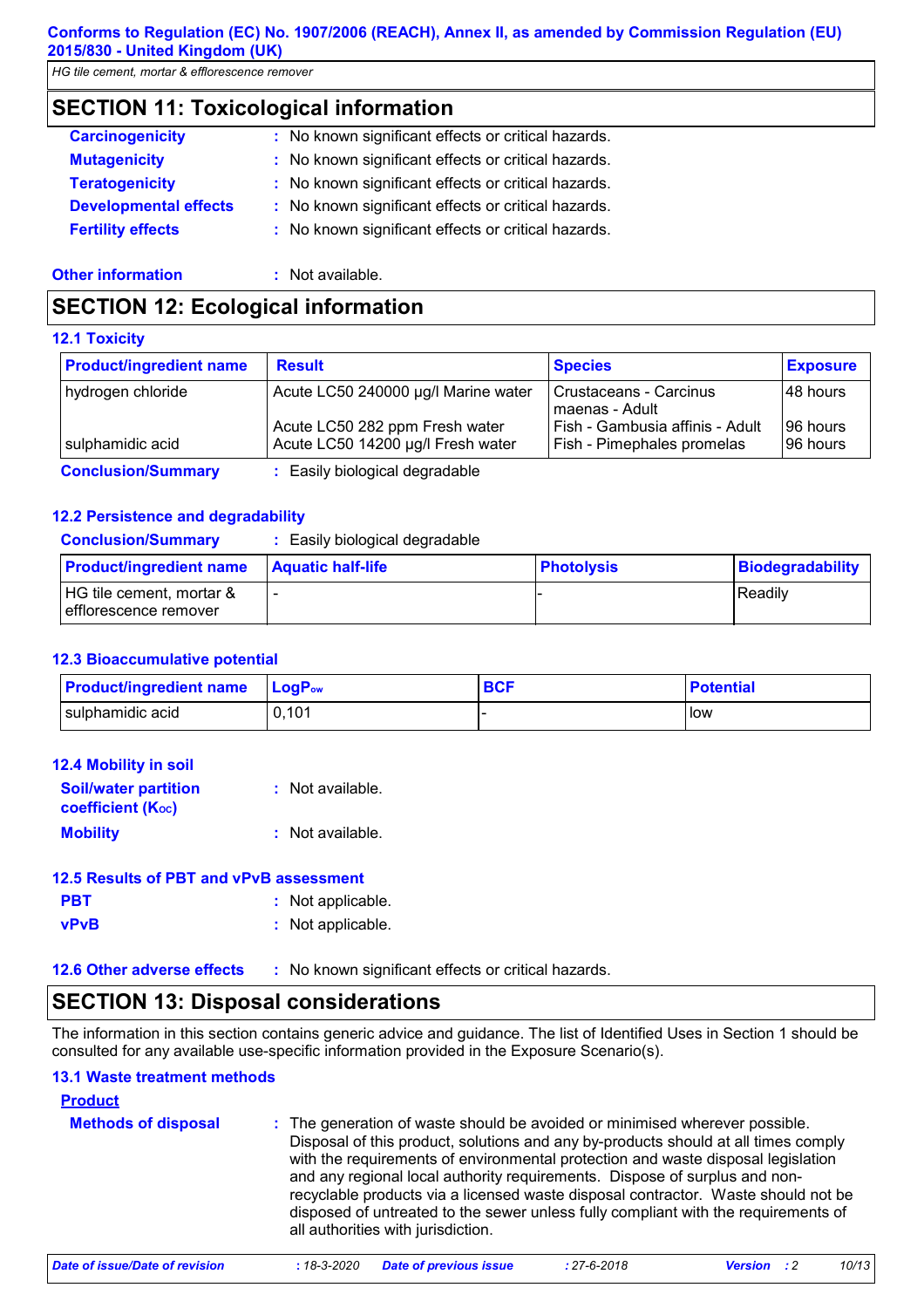## SECTION 11: Toxicological information

**Carcinogenicity** : No known significant effects or critical hazards.

**Mutagenicity** : No known significant effects or critical hazards.

**Teratogenicity** : No known significant effects or critical hazards.

**Developmental effects** : No known significant effects or critical hazards.

**Fertility effects** : No known significant effects or critical hazards.

**Other information** : Not available.

## SECTION 12: Ecological information

### 12.1 Toxicity

| Product/ingredient name | Result | Species | Exposure |
|---|---|---|---|
| hydrogen chloride | Acute LC50 240000 µg/l Marine water | Crustaceans - Carcinus maenas - Adult | 48 hours |
| | Acute LC50 282 ppm Fresh water | Fish - Gambusia affinis - Adult | 96 hours |
| sulphamidic acid | Acute LC50 14200 µg/l Fresh water | Fish - Pimephales promelas | 96 hours |

**Conclusion/Summary** : Easily biological degradable

### 12.2 Persistence and degradability

**Conclusion/Summary** : Easily biological degradable

| Product/ingredient name | Aquatic half-life | Photolysis | Biodegradability |
|---|---|---|---|
| HG tile cement, mortar & efflorescence remover | - | - | Readily |

### 12.3 Bioaccumulative potential

| Product/ingredient name | $LogP_{ow}$ | BCF | Potential |
|---|---|---|---|
| sulphamidic acid | 0,101 | - | low |

### 12.4 Mobility in soil

**Soil/water partition coefficient ($K_{OC}$)** : Not available.

**Mobility** : Not available.

### 12.5 Results of PBT and vPvB assessment

**PBT** : Not applicable.

**vPvB** : Not applicable.

**12.6 Other adverse effects** : No known significant effects or critical hazards.

## SECTION 13: Disposal considerations

The information in this section contains generic advice and guidance. The list of Identified Uses in Section 1 should be consulted for any available use-specific information provided in the Exposure Scenario(s).

### 13.1 Waste treatment methods

**Product**

**Methods of disposal** : The generation of waste should be avoided or minimised wherever possible. Disposal of this product, solutions and any by-products should at all times comply with the requirements of environmental protection and waste disposal legislation and any regional local authority requirements. Dispose of surplus and non-recyclable products via a licensed waste disposal contractor. Waste should not be disposed of untreated to the sewer unless fully compliant with the requirements of all authorities with jurisdiction.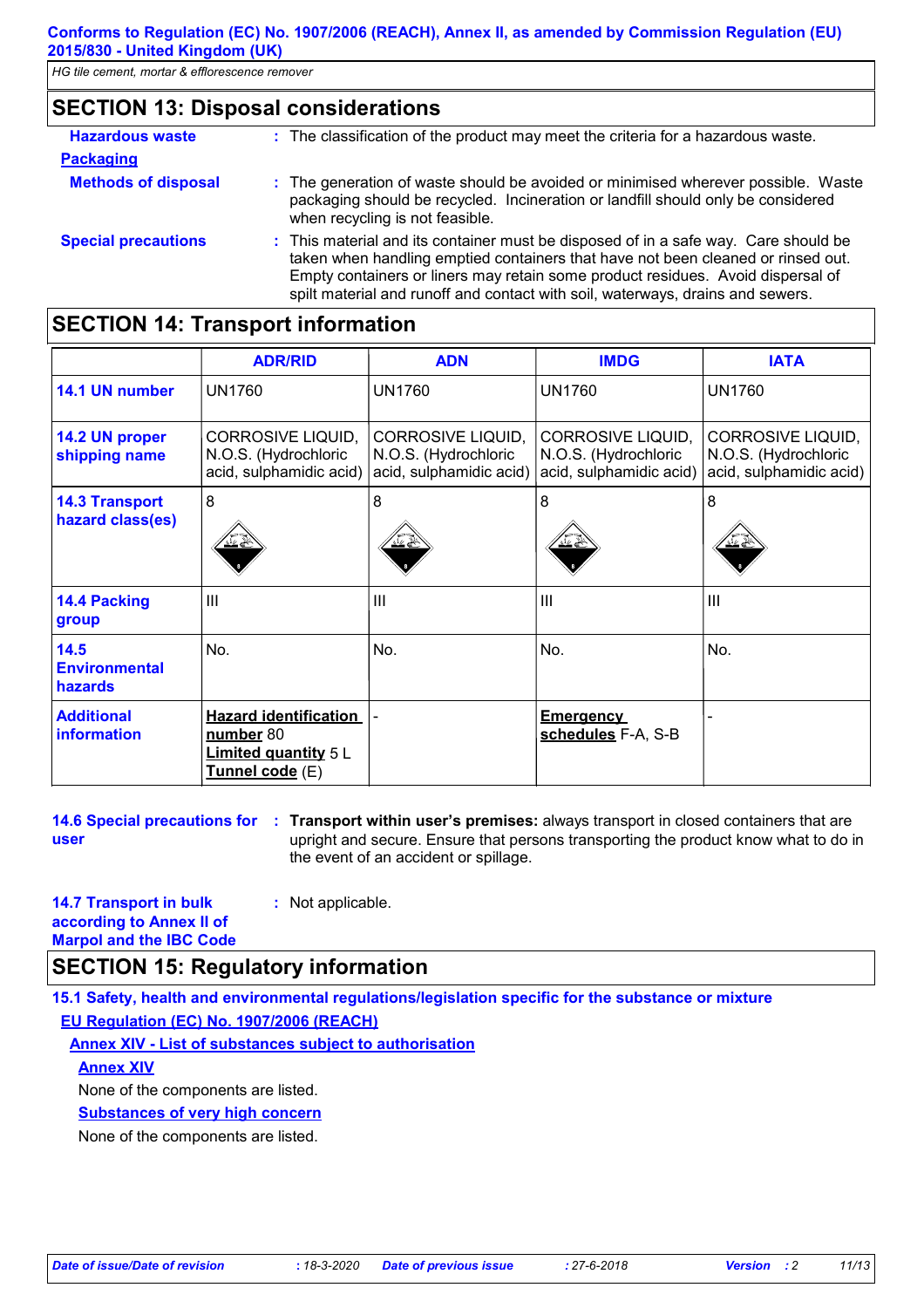## SECTION 13: Disposal considerations

**Hazardous waste** : The classification of the product may meet the criteria for a hazardous waste.

**Packaging**

**Methods of disposal** : The generation of waste should be avoided or minimised wherever possible. Waste packaging should be recycled. Incineration or landfill should only be considered when recycling is not feasible.

**Special precautions** : This material and its container must be disposed of in a safe way. Care should be taken when handling emptied containers that have not been cleaned or rinsed out. Empty containers or liners may retain some product residues. Avoid dispersal of spilt material and runoff and contact with soil, waterways, drains and sewers.

## SECTION 14: Transport information

| | ADR/RID | ADN | IMDG | IATA |
|---|---|---|---|---|
| **14.1 UN number** | UN1760 | UN1760 | UN1760 | UN1760 |
| **14.2 UN proper shipping name** | CORROSIVE LIQUID, N.O.S. (Hydrochloric acid, sulphamidic acid) | CORROSIVE LIQUID, N.O.S. (Hydrochloric acid, sulphamidic acid) | CORROSIVE LIQUID, N.O.S. (Hydrochloric acid, sulphamidic acid) | CORROSIVE LIQUID, N.O.S. (Hydrochloric acid, sulphamidic acid) |
| **14.3 Transport hazard class(es)** | 8 | 8 | 8 | 8 |
| **14.4 Packing group** | III | III | III | III |
| **14.5 Environmental hazards** | No. | No. | No. | No. |
| **Additional information** | **Hazard identification number** 80<br>**Limited quantity** 5 L<br>**Tunnel code** (E) | - | **Emergency schedules** F-A, S-B | - |

**14.6 Special precautions for user** : **Transport within user's premises:** always transport in closed containers that are upright and secure. Ensure that persons transporting the product know what to do in the event of an accident or spillage.

**14.7 Transport in bulk according to Annex II of Marpol and the IBC Code** : Not applicable.

## SECTION 15: Regulatory information

**15.1 Safety, health and environmental regulations/legislation specific for the substance or mixture**

**EU Regulation (EC) No. 1907/2006 (REACH)**

**Annex XIV - List of substances subject to authorisation**

**Annex XIV**

None of the components are listed.

**Substances of very high concern**

None of the components are listed.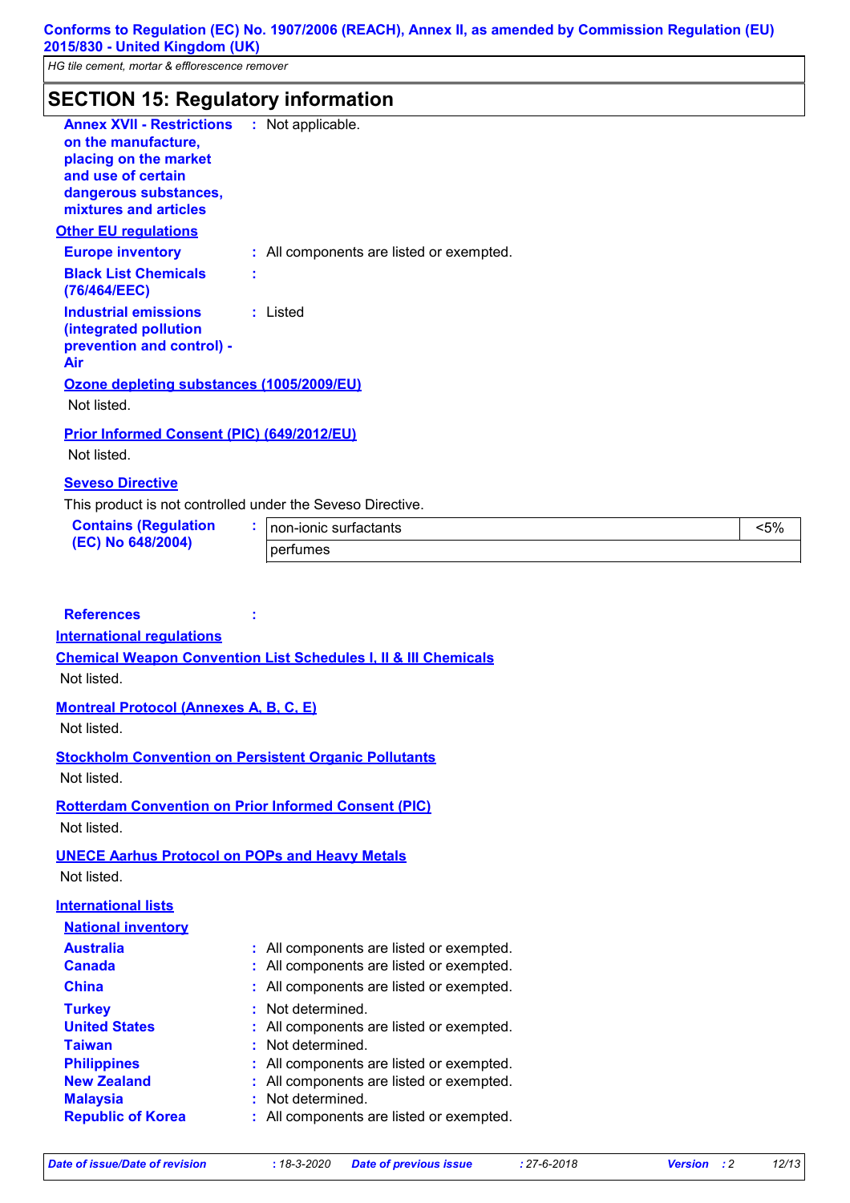## SECTION 15: Regulatory information

**Annex XVII - Restrictions on the manufacture, placing on the market and use of certain dangerous substances, mixtures and articles** : Not applicable.

### Other EU regulations

**Europe inventory** : All components are listed or exempted.

**Black List Chemicals (76/464/EEC)** :

**Industrial emissions (integrated pollution prevention and control) - Air** : Listed

**Ozone depleting substances (1005/2009/EU)**

Not listed.

**Prior Informed Consent (PIC) (649/2012/EU)**

Not listed.

**Seveso Directive**

This product is not controlled under the Seveso Directive.

**Contains (Regulation (EC) No 648/2004)** :

| | |
|---|---|
| non-ionic surfactants | <5% |
| perfumes | |

**References** :

### International regulations

**Chemical Weapon Convention List Schedules I, II & III Chemicals**

Not listed.

**Montreal Protocol (Annexes A, B, C, E)**

Not listed.

**Stockholm Convention on Persistent Organic Pollutants**

Not listed.

**Rotterdam Convention on Prior Informed Consent (PIC)**

Not listed.

**UNECE Aarhus Protocol on POPs and Heavy Metals**

Not listed.

### International lists

**National inventory**

**Australia** : All components are listed or exempted.
**Canada** : All components are listed or exempted.
**China** : All components are listed or exempted.
**Turkey** : Not determined.
**United States** : All components are listed or exempted.
**Taiwan** : Not determined.
**Philippines** : All components are listed or exempted.
**New Zealand** : All components are listed or exempted.
**Malaysia** : Not determined.
**Republic of Korea** : All components are listed or exempted.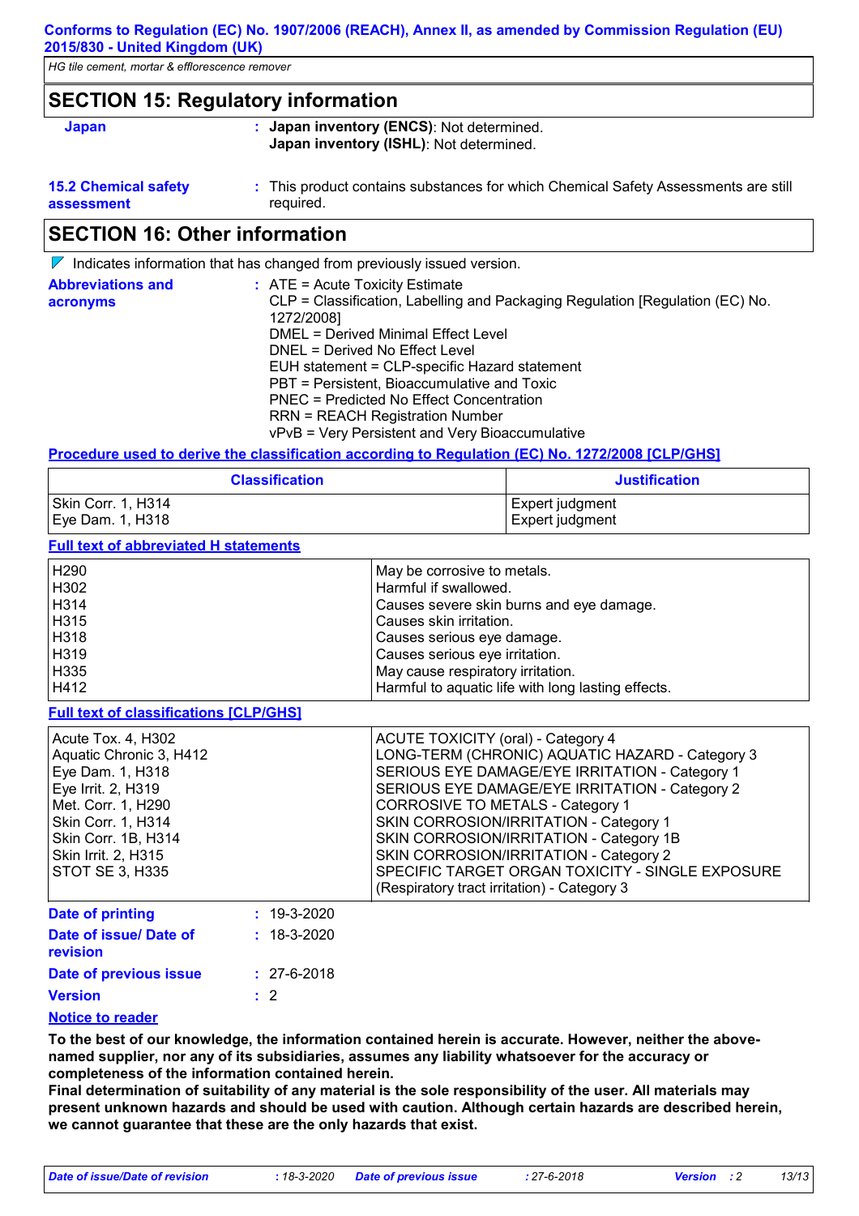## SECTION 15: Regulatory information

**Japan** : **Japan inventory (ENCS)**: Not determined.
**Japan inventory (ISHL)**: Not determined.

**15.2 Chemical safety assessment** : This product contains substances for which Chemical Safety Assessments are still required.

## SECTION 16: Other information

Indicates information that has changed from previously issued version.

**Abbreviations and acronyms** :
ATE = Acute Toxicity Estimate
CLP = Classification, Labelling and Packaging Regulation [Regulation (EC) No. 1272/2008]
DMEL = Derived Minimal Effect Level
DNEL = Derived No Effect Level
EUH statement = CLP-specific Hazard statement
PBT = Persistent, Bioaccumulative and Toxic
PNEC = Predicted No Effect Concentration
RRN = REACH Registration Number
vPvB = Very Persistent and Very Bioaccumulative

**Procedure used to derive the classification according to Regulation (EC) No. 1272/2008 [CLP/GHS]**

| Classification | Justification |
|---|---|
| Skin Corr. 1, H314 | Expert judgment |
| Eye Dam. 1, H318 | Expert judgment |

**Full text of abbreviated H statements**

| | |
|---|---|
| H290 | May be corrosive to metals. |
| H302 | Harmful if swallowed. |
| H314 | Causes severe skin burns and eye damage. |
| H315 | Causes skin irritation. |
| H318 | Causes serious eye damage. |
| H319 | Causes serious eye irritation. |
| H335 | May cause respiratory irritation. |
| H412 | Harmful to aquatic life with long lasting effects. |

**Full text of classifications [CLP/GHS]**

| | |
|---|---|
| Acute Tox. 4, H302 | ACUTE TOXICITY (oral) - Category 4 |
| Aquatic Chronic 3, H412 | LONG-TERM (CHRONIC) AQUATIC HAZARD - Category 3 |
| Eye Dam. 1, H318 | SERIOUS EYE DAMAGE/EYE IRRITATION - Category 1 |
| Eye Irrit. 2, H319 | SERIOUS EYE DAMAGE/EYE IRRITATION - Category 2 |
| Met. Corr. 1, H290 | CORROSIVE TO METALS - Category 1 |
| Skin Corr. 1, H314 | SKIN CORROSION/IRRITATION - Category 1 |
| Skin Corr. 1B, H314 | SKIN CORROSION/IRRITATION - Category 1B |
| Skin Irrit. 2, H315 | SKIN CORROSION/IRRITATION - Category 2 |
| STOT SE 3, H335 | SPECIFIC TARGET ORGAN TOXICITY - SINGLE EXPOSURE (Respiratory tract irritation) - Category 3 |

**Date of printing** : 19-3-2020
**Date of issue/ Date of revision** : 18-3-2020
**Date of previous issue** : 27-6-2018
**Version** : 2

**Notice to reader**

**To the best of our knowledge, the information contained herein is accurate. However, neither the above-named supplier, nor any of its subsidiaries, assumes any liability whatsoever for the accuracy or completeness of the information contained herein.**
**Final determination of suitability of any material is the sole responsibility of the user. All materials may present unknown hazards and should be used with caution. Although certain hazards are described herein, we cannot guarantee that these are the only hazards that exist.**